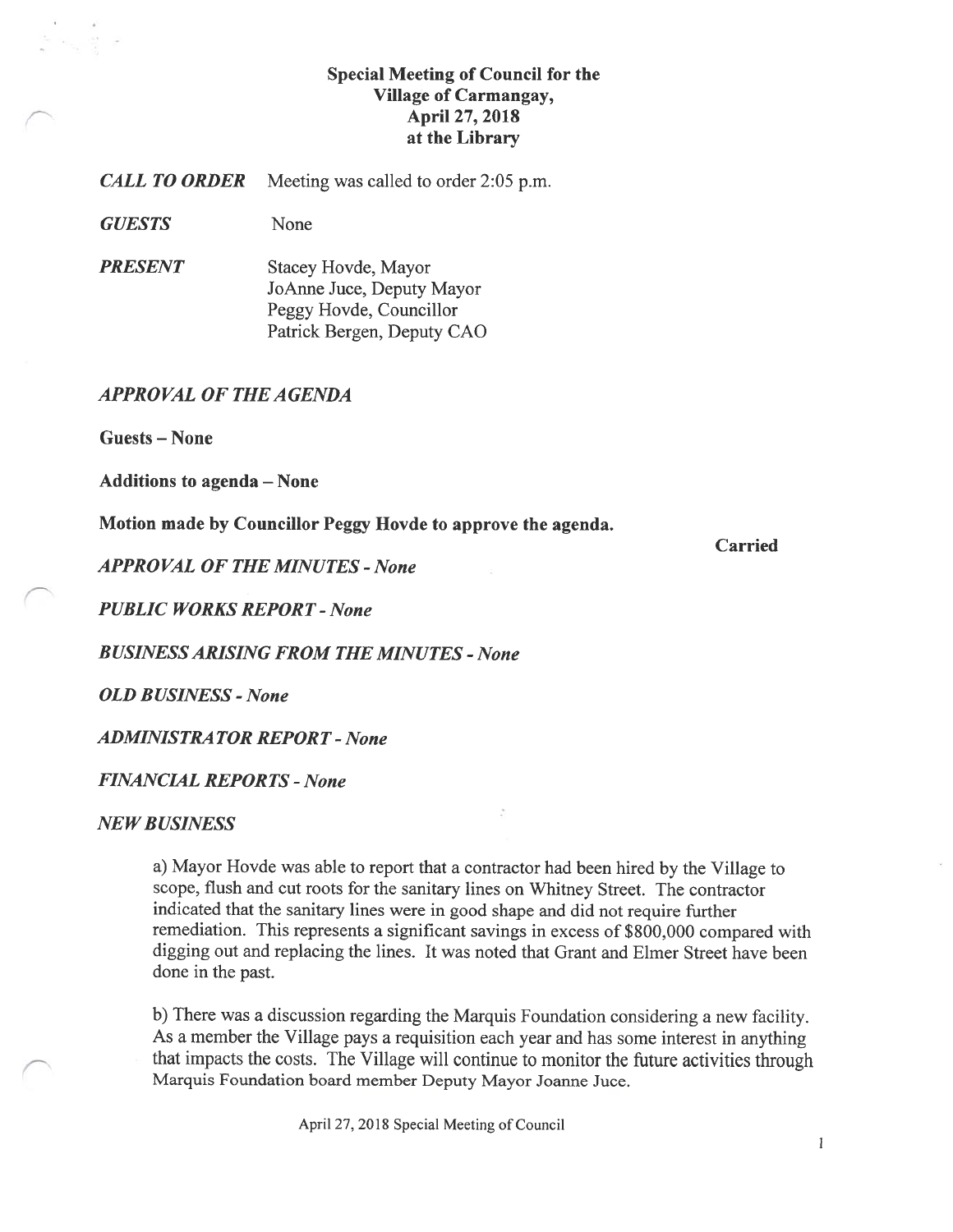# Special Meeting of Council for the Village of Carmangay, April 27, 2018 at the Library

***CALL TO ORDER*** Meeting was called to order 2:05 p.m.

***GUESTS*** None

***PRESENT*** Stacey Hovde, Mayor
JoAnne Juce, Deputy Mayor
Peggy Hovde, Councillor
Patrick Bergen, Deputy CAO

## *APPROVAL OF THE AGENDA*

**Guests – None**

**Additions to agenda – None**

**Motion made by Councillor Peggy Hovde to approve the agenda.** **Carried**

## *APPROVAL OF THE MINUTES - None*

## *PUBLIC WORKS REPORT - None*

## *BUSINESS ARISING FROM THE MINUTES - None*

## *OLD BUSINESS - None*

## *ADMINISTRATOR REPORT - None*

## *FINANCIAL REPORTS - None*

## *NEW BUSINESS*

a) Mayor Hovde was able to report that a contractor had been hired by the Village to scope, flush and cut roots for the sanitary lines on Whitney Street. The contractor indicated that the sanitary lines were in good shape and did not require further remediation. This represents a significant savings in excess of $800,000 compared with digging out and replacing the lines. It was noted that Grant and Elmer Street have been done in the past.

b) There was a discussion regarding the Marquis Foundation considering a new facility. As a member the Village pays a requisition each year and has some interest in anything that impacts the costs. The Village will continue to monitor the future activities through Marquis Foundation board member Deputy Mayor Joanne Juce.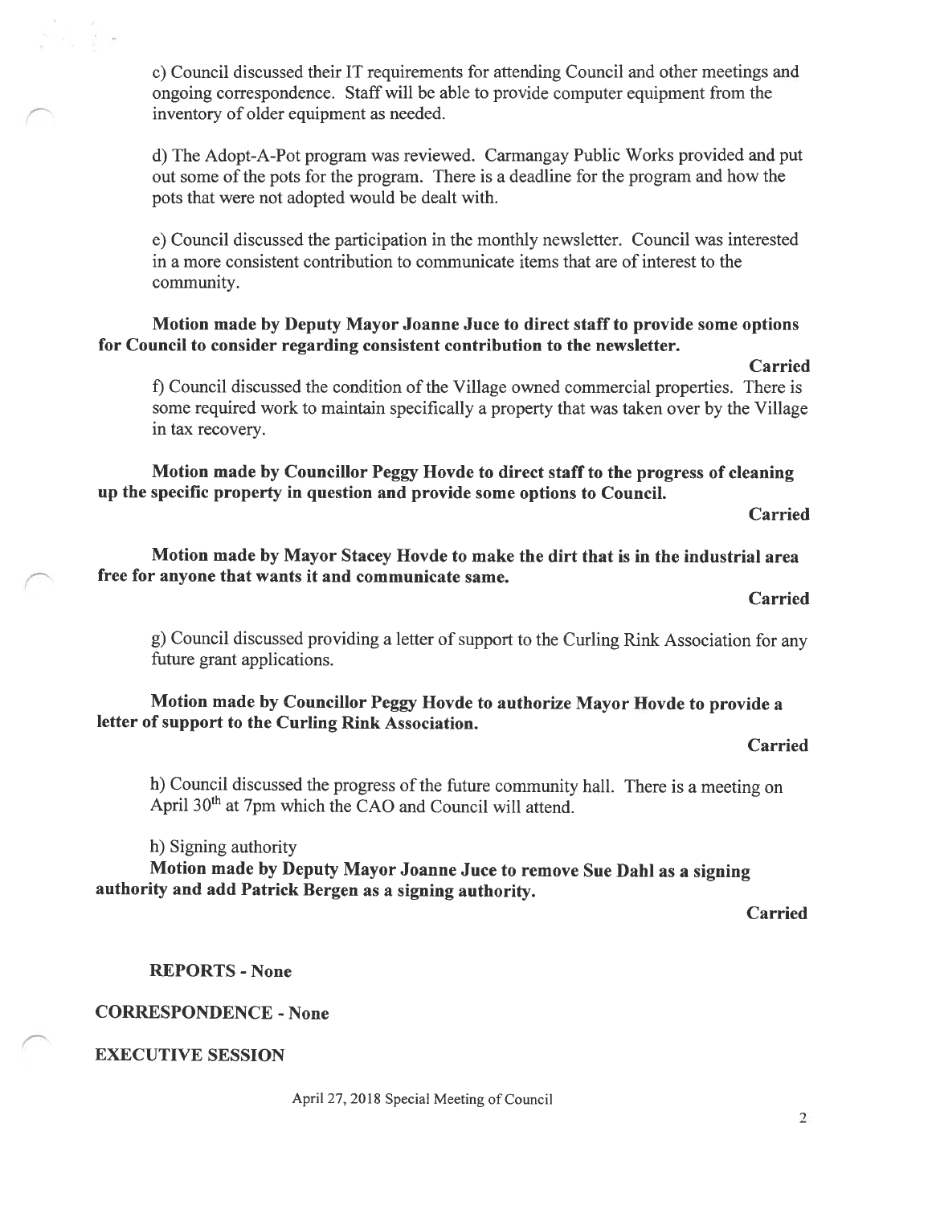c) Council discussed their IT requirements for attending Council and other meetings and ongoing correspondence. Staff will be able to provide computer equipment from the inventory of older equipment as needed.

d) The Adopt-A-Pot program was reviewed. Carmangay Public Works provided and put out some of the pots for the program. There is a deadline for the program and how the pots that were not adopted would be dealt with.

e) Council discussed the participation in the monthly newsletter. Council was interested in a more consistent contribution to communicate items that are of interest to the community.

**Motion made by Deputy Mayor Joanne Juce to direct staff to provide some options for Council to consider regarding consistent contribution to the newsletter.**

**Carried**

f) Council discussed the condition of the Village owned commercial properties. There is some required work to maintain specifically a property that was taken over by the Village in tax recovery.

**Motion made by Councillor Peggy Hovde to direct staff to the progress of cleaning up the specific property in question and provide some options to Council.**

**Carried**

**Motion made by Mayor Stacey Hovde to make the dirt that is in the industrial area free for anyone that wants it and communicate same.**

**Carried**

g) Council discussed providing a letter of support to the Curling Rink Association for any future grant applications.

**Motion made by Councillor Peggy Hovde to authorize Mayor Hovde to provide a letter of support to the Curling Rink Association.**

**Carried**

h) Council discussed the progress of the future community hall. There is a meeting on April 30th at 7pm which the CAO and Council will attend.

h) Signing authority

**Motion made by Deputy Mayor Joanne Juce to remove Sue Dahl as a signing authority and add Patrick Bergen as a signing authority.**

**Carried**

**REPORTS - None**

**CORRESPONDENCE - None**

**EXECUTIVE SESSION**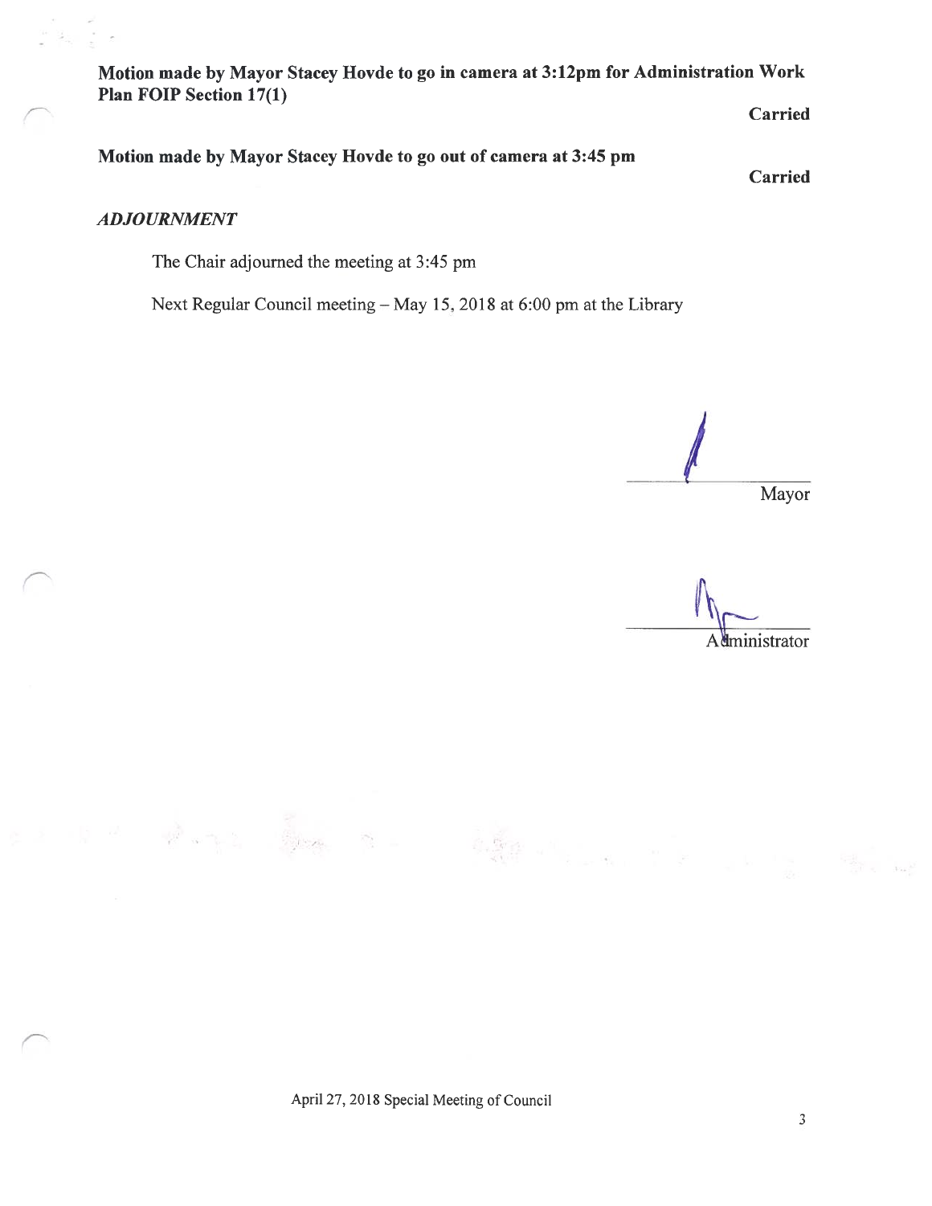**Motion made by Mayor Stacey Hovde to go in camera at 3:12pm for Administration Work Plan FOIP Section 17(1)**

**Carried**

**Motion made by Mayor Stacey Hovde to go out of camera at 3:45 pm**

**Carried**

***ADJOURNMENT***

The Chair adjourned the meeting at 3:45 pm

Next Regular Council meeting – May 15, 2018 at 6:00 pm at the Library

Mayor

Administrator

April 27, 2018 Special Meeting of Council